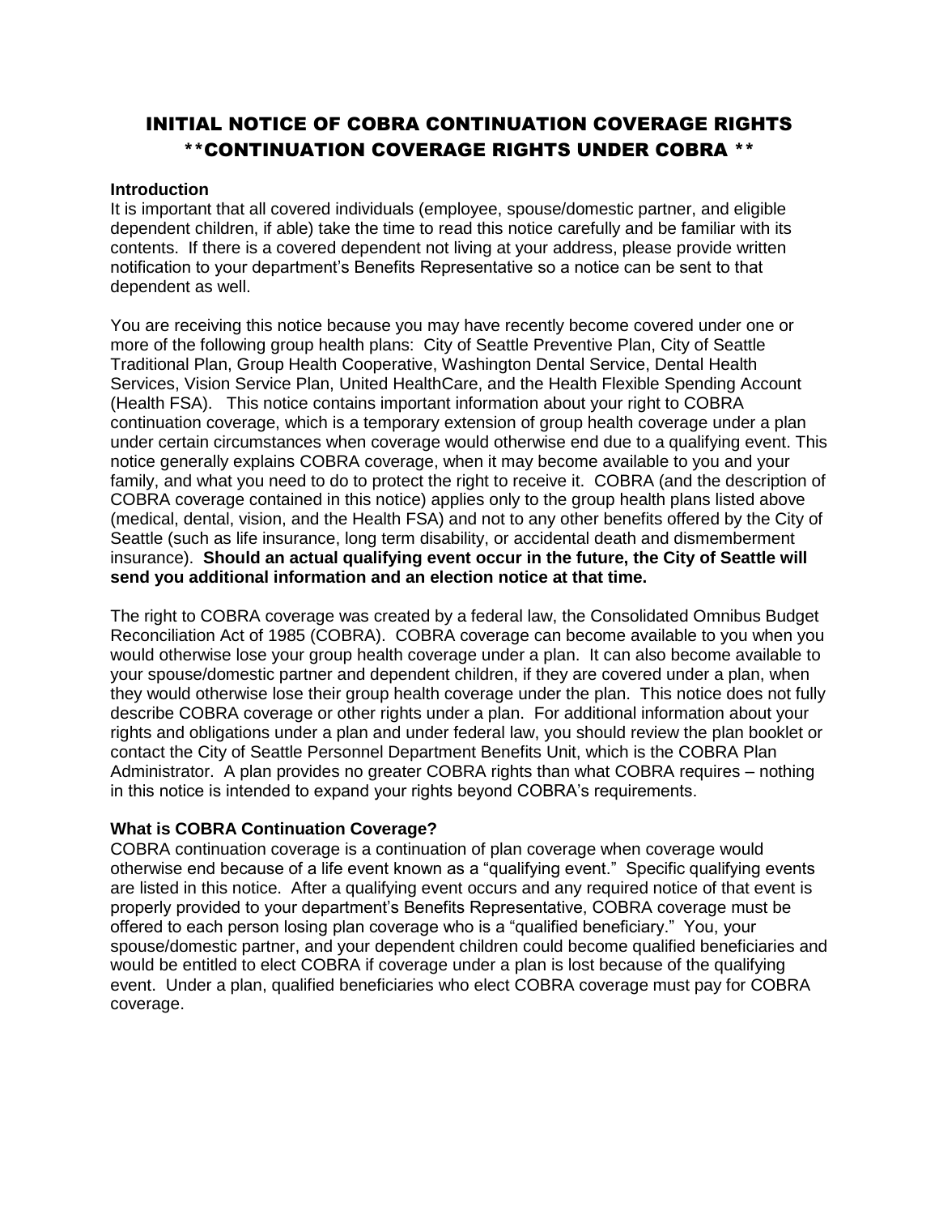# INITIAL NOTICE OF COBRA CONTINUATION COVERAGE RIGHTS
# **CONTINUATION COVERAGE RIGHTS UNDER COBRA **

**Introduction**

It is important that all covered individuals (employee, spouse/domestic partner, and eligible dependent children, if able) take the time to read this notice carefully and be familiar with its contents. If there is a covered dependent not living at your address, please provide written notification to your department's Benefits Representative so a notice can be sent to that dependent as well.

You are receiving this notice because you may have recently become covered under one or more of the following group health plans: City of Seattle Preventive Plan, City of Seattle Traditional Plan, Group Health Cooperative, Washington Dental Service, Dental Health Services, Vision Service Plan, United HealthCare, and the Health Flexible Spending Account (Health FSA). This notice contains important information about your right to COBRA continuation coverage, which is a temporary extension of group health coverage under a plan under certain circumstances when coverage would otherwise end due to a qualifying event. This notice generally explains COBRA coverage, when it may become available to you and your family, and what you need to do to protect the right to receive it. COBRA (and the description of COBRA coverage contained in this notice) applies only to the group health plans listed above (medical, dental, vision, and the Health FSA) and not to any other benefits offered by the City of Seattle (such as life insurance, long term disability, or accidental death and dismemberment insurance). **Should an actual qualifying event occur in the future, the City of Seattle will send you additional information and an election notice at that time.**

The right to COBRA coverage was created by a federal law, the Consolidated Omnibus Budget Reconciliation Act of 1985 (COBRA). COBRA coverage can become available to you when you would otherwise lose your group health coverage under a plan. It can also become available to your spouse/domestic partner and dependent children, if they are covered under a plan, when they would otherwise lose their group health coverage under the plan. This notice does not fully describe COBRA coverage or other rights under a plan. For additional information about your rights and obligations under a plan and under federal law, you should review the plan booklet or contact the City of Seattle Personnel Department Benefits Unit, which is the COBRA Plan Administrator. A plan provides no greater COBRA rights than what COBRA requires – nothing in this notice is intended to expand your rights beyond COBRA's requirements.

**What is COBRA Continuation Coverage?**

COBRA continuation coverage is a continuation of plan coverage when coverage would otherwise end because of a life event known as a "qualifying event." Specific qualifying events are listed in this notice. After a qualifying event occurs and any required notice of that event is properly provided to your department's Benefits Representative, COBRA coverage must be offered to each person losing plan coverage who is a "qualified beneficiary." You, your spouse/domestic partner, and your dependent children could become qualified beneficiaries and would be entitled to elect COBRA if coverage under a plan is lost because of the qualifying event. Under a plan, qualified beneficiaries who elect COBRA coverage must pay for COBRA coverage.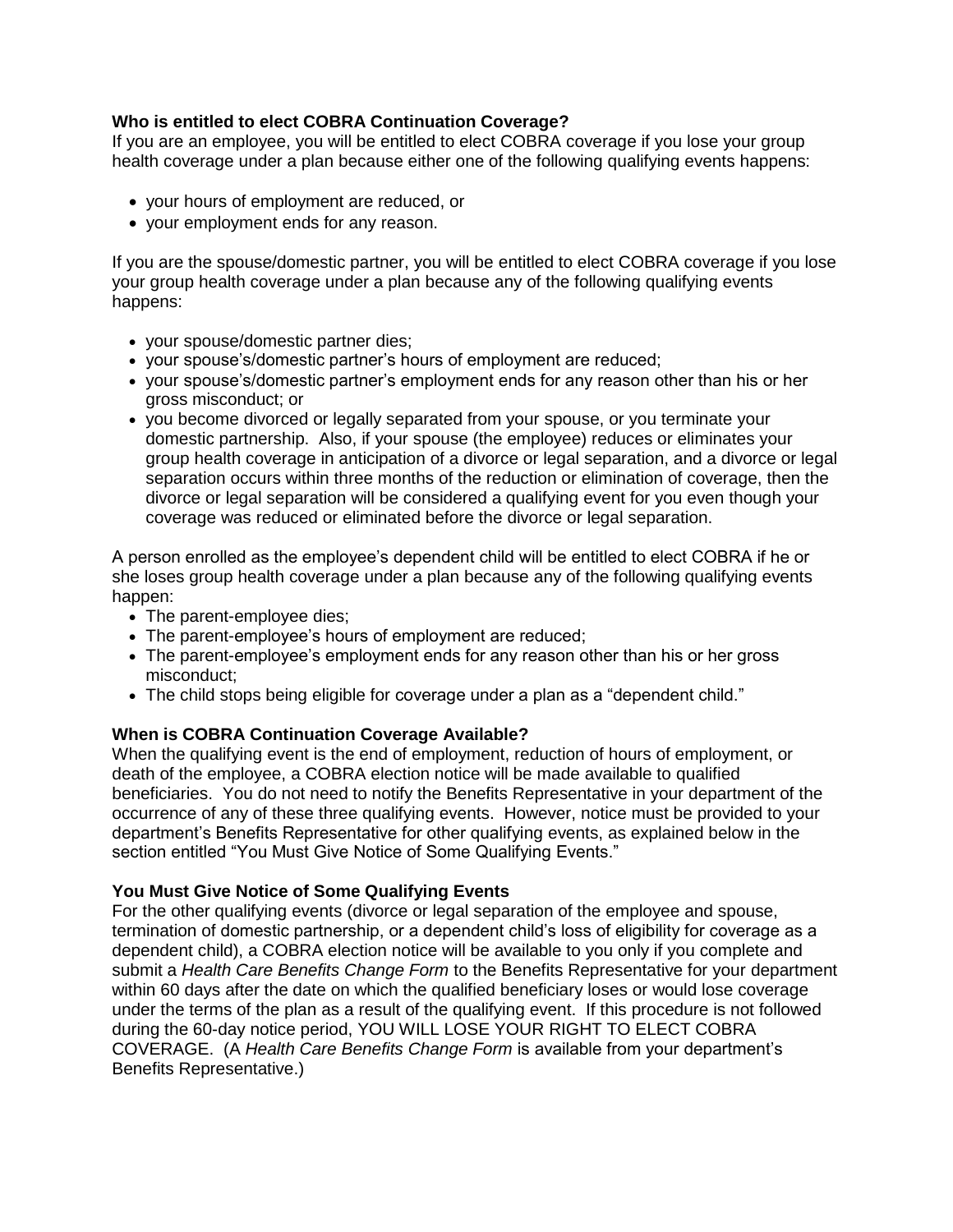**Who is entitled to elect COBRA Continuation Coverage?**

If you are an employee, you will be entitled to elect COBRA coverage if you lose your group health coverage under a plan because either one of the following qualifying events happens:

- your hours of employment are reduced, or
- your employment ends for any reason.

If you are the spouse/domestic partner, you will be entitled to elect COBRA coverage if you lose your group health coverage under a plan because any of the following qualifying events happens:

- your spouse/domestic partner dies;
- your spouse's/domestic partner's hours of employment are reduced;
- your spouse's/domestic partner's employment ends for any reason other than his or her gross misconduct; or
- you become divorced or legally separated from your spouse, or you terminate your domestic partnership. Also, if your spouse (the employee) reduces or eliminates your group health coverage in anticipation of a divorce or legal separation, and a divorce or legal separation occurs within three months of the reduction or elimination of coverage, then the divorce or legal separation will be considered a qualifying event for you even though your coverage was reduced or eliminated before the divorce or legal separation.

A person enrolled as the employee's dependent child will be entitled to elect COBRA if he or she loses group health coverage under a plan because any of the following qualifying events happen:

- The parent-employee dies;
- The parent-employee's hours of employment are reduced;
- The parent-employee's employment ends for any reason other than his or her gross misconduct;
- The child stops being eligible for coverage under a plan as a "dependent child."

**When is COBRA Continuation Coverage Available?**

When the qualifying event is the end of employment, reduction of hours of employment, or death of the employee, a COBRA election notice will be made available to qualified beneficiaries. You do not need to notify the Benefits Representative in your department of the occurrence of any of these three qualifying events. However, notice must be provided to your department's Benefits Representative for other qualifying events, as explained below in the section entitled "You Must Give Notice of Some Qualifying Events."

**You Must Give Notice of Some Qualifying Events**

For the other qualifying events (divorce or legal separation of the employee and spouse, termination of domestic partnership, or a dependent child's loss of eligibility for coverage as a dependent child), a COBRA election notice will be available to you only if you complete and submit a *Health Care Benefits Change Form* to the Benefits Representative for your department within 60 days after the date on which the qualified beneficiary loses or would lose coverage under the terms of the plan as a result of the qualifying event. If this procedure is not followed during the 60-day notice period, YOU WILL LOSE YOUR RIGHT TO ELECT COBRA COVERAGE. (A *Health Care Benefits Change Form* is available from your department's Benefits Representative.)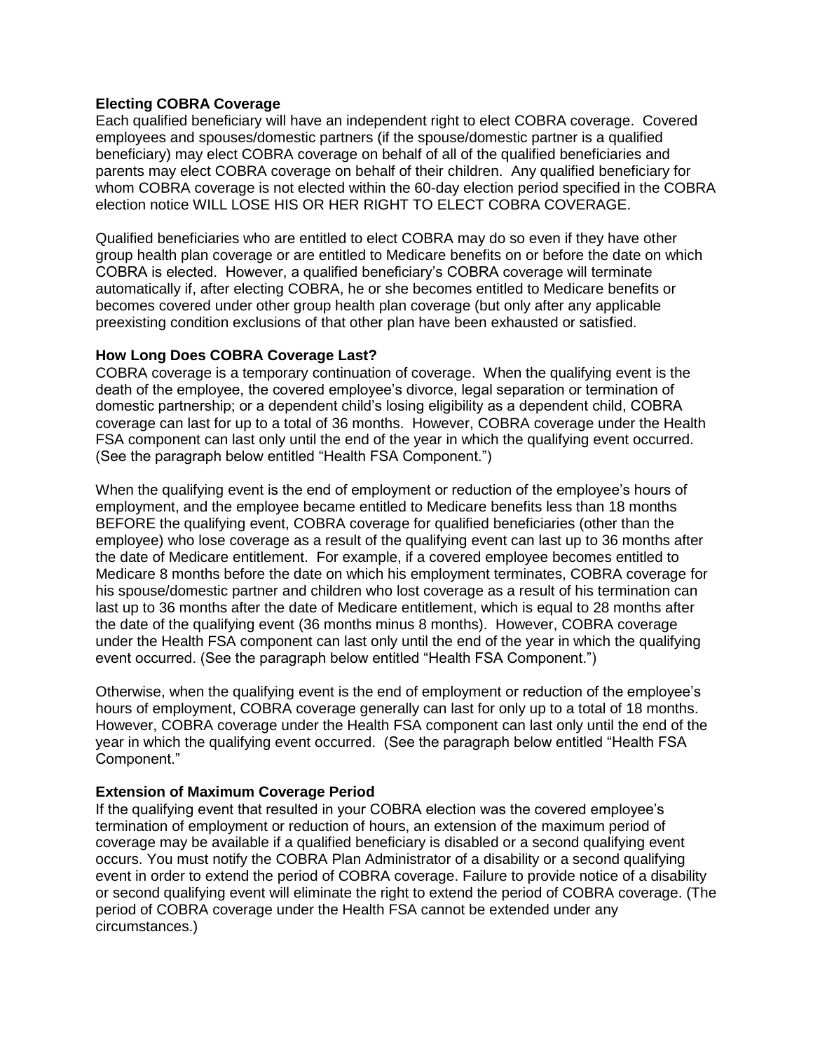### Electing COBRA Coverage

Each qualified beneficiary will have an independent right to elect COBRA coverage. Covered employees and spouses/domestic partners (if the spouse/domestic partner is a qualified beneficiary) may elect COBRA coverage on behalf of all of the qualified beneficiaries and parents may elect COBRA coverage on behalf of their children. Any qualified beneficiary for whom COBRA coverage is not elected within the 60-day election period specified in the COBRA election notice WILL LOSE HIS OR HER RIGHT TO ELECT COBRA COVERAGE.

Qualified beneficiaries who are entitled to elect COBRA may do so even if they have other group health plan coverage or are entitled to Medicare benefits on or before the date on which COBRA is elected. However, a qualified beneficiary's COBRA coverage will terminate automatically if, after electing COBRA, he or she becomes entitled to Medicare benefits or becomes covered under other group health plan coverage (but only after any applicable preexisting condition exclusions of that other plan have been exhausted or satisfied.

### How Long Does COBRA Coverage Last?

COBRA coverage is a temporary continuation of coverage. When the qualifying event is the death of the employee, the covered employee's divorce, legal separation or termination of domestic partnership; or a dependent child's losing eligibility as a dependent child, COBRA coverage can last for up to a total of 36 months. However, COBRA coverage under the Health FSA component can last only until the end of the year in which the qualifying event occurred. (See the paragraph below entitled "Health FSA Component.")

When the qualifying event is the end of employment or reduction of the employee's hours of employment, and the employee became entitled to Medicare benefits less than 18 months BEFORE the qualifying event, COBRA coverage for qualified beneficiaries (other than the employee) who lose coverage as a result of the qualifying event can last up to 36 months after the date of Medicare entitlement. For example, if a covered employee becomes entitled to Medicare 8 months before the date on which his employment terminates, COBRA coverage for his spouse/domestic partner and children who lost coverage as a result of his termination can last up to 36 months after the date of Medicare entitlement, which is equal to 28 months after the date of the qualifying event (36 months minus 8 months). However, COBRA coverage under the Health FSA component can last only until the end of the year in which the qualifying event occurred. (See the paragraph below entitled "Health FSA Component.")

Otherwise, when the qualifying event is the end of employment or reduction of the employee's hours of employment, COBRA coverage generally can last for only up to a total of 18 months. However, COBRA coverage under the Health FSA component can last only until the end of the year in which the qualifying event occurred. (See the paragraph below entitled "Health FSA Component."

### Extension of Maximum Coverage Period

If the qualifying event that resulted in your COBRA election was the covered employee's termination of employment or reduction of hours, an extension of the maximum period of coverage may be available if a qualified beneficiary is disabled or a second qualifying event occurs. You must notify the COBRA Plan Administrator of a disability or a second qualifying event in order to extend the period of COBRA coverage. Failure to provide notice of a disability or second qualifying event will eliminate the right to extend the period of COBRA coverage. (The period of COBRA coverage under the Health FSA cannot be extended under any circumstances.)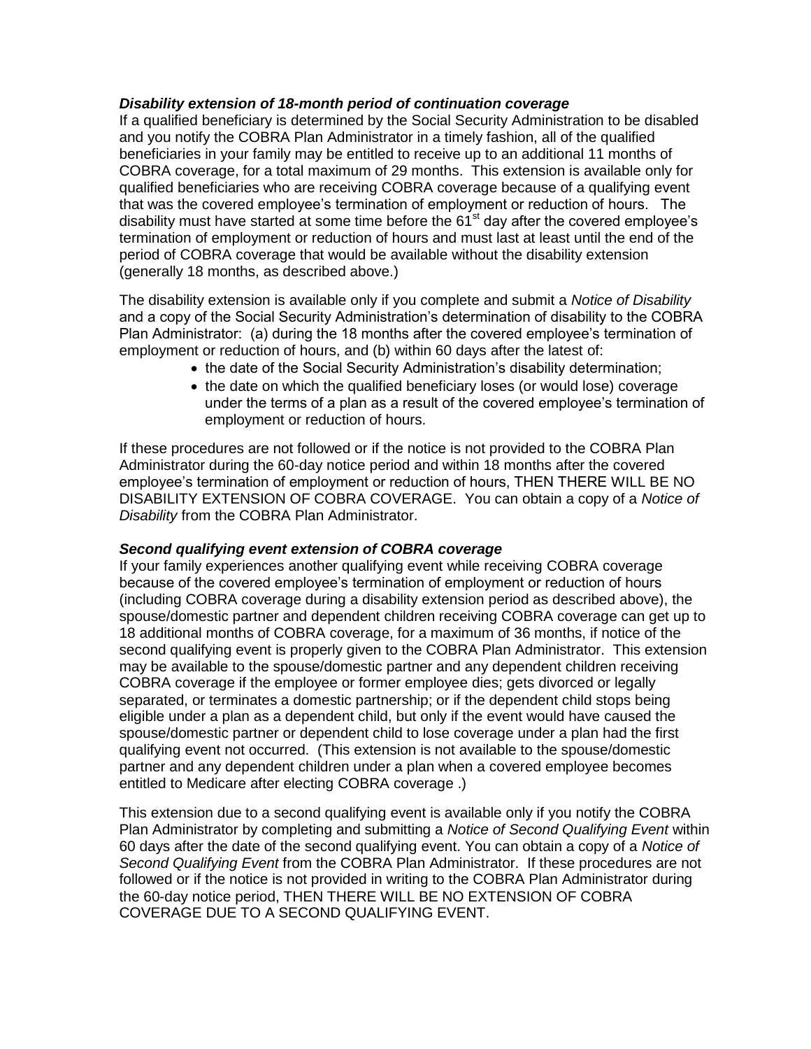### *Disability extension of 18-month period of continuation coverage*

If a qualified beneficiary is determined by the Social Security Administration to be disabled and you notify the COBRA Plan Administrator in a timely fashion, all of the qualified beneficiaries in your family may be entitled to receive up to an additional 11 months of COBRA coverage, for a total maximum of 29 months. This extension is available only for qualified beneficiaries who are receiving COBRA coverage because of a qualifying event that was the covered employee's termination of employment or reduction of hours. The disability must have started at some time before the 61st day after the covered employee's termination of employment or reduction of hours and must last at least until the end of the period of COBRA coverage that would be available without the disability extension (generally 18 months, as described above.)

The disability extension is available only if you complete and submit a *Notice of Disability* and a copy of the Social Security Administration's determination of disability to the COBRA Plan Administrator: (a) during the 18 months after the covered employee's termination of employment or reduction of hours, and (b) within 60 days after the latest of:

- the date of the Social Security Administration's disability determination;
- the date on which the qualified beneficiary loses (or would lose) coverage under the terms of a plan as a result of the covered employee's termination of employment or reduction of hours.

If these procedures are not followed or if the notice is not provided to the COBRA Plan Administrator during the 60-day notice period and within 18 months after the covered employee's termination of employment or reduction of hours, THEN THERE WILL BE NO DISABILITY EXTENSION OF COBRA COVERAGE. You can obtain a copy of a *Notice of Disability* from the COBRA Plan Administrator.

### *Second qualifying event extension of COBRA coverage*

If your family experiences another qualifying event while receiving COBRA coverage because of the covered employee's termination of employment or reduction of hours (including COBRA coverage during a disability extension period as described above), the spouse/domestic partner and dependent children receiving COBRA coverage can get up to 18 additional months of COBRA coverage, for a maximum of 36 months, if notice of the second qualifying event is properly given to the COBRA Plan Administrator. This extension may be available to the spouse/domestic partner and any dependent children receiving COBRA coverage if the employee or former employee dies; gets divorced or legally separated, or terminates a domestic partnership; or if the dependent child stops being eligible under a plan as a dependent child, but only if the event would have caused the spouse/domestic partner or dependent child to lose coverage under a plan had the first qualifying event not occurred. (This extension is not available to the spouse/domestic partner and any dependent children under a plan when a covered employee becomes entitled to Medicare after electing COBRA coverage .)

This extension due to a second qualifying event is available only if you notify the COBRA Plan Administrator by completing and submitting a *Notice of Second Qualifying Event* within 60 days after the date of the second qualifying event. You can obtain a copy of a *Notice of Second Qualifying Event* from the COBRA Plan Administrator. If these procedures are not followed or if the notice is not provided in writing to the COBRA Plan Administrator during the 60-day notice period, THEN THERE WILL BE NO EXTENSION OF COBRA COVERAGE DUE TO A SECOND QUALIFYING EVENT.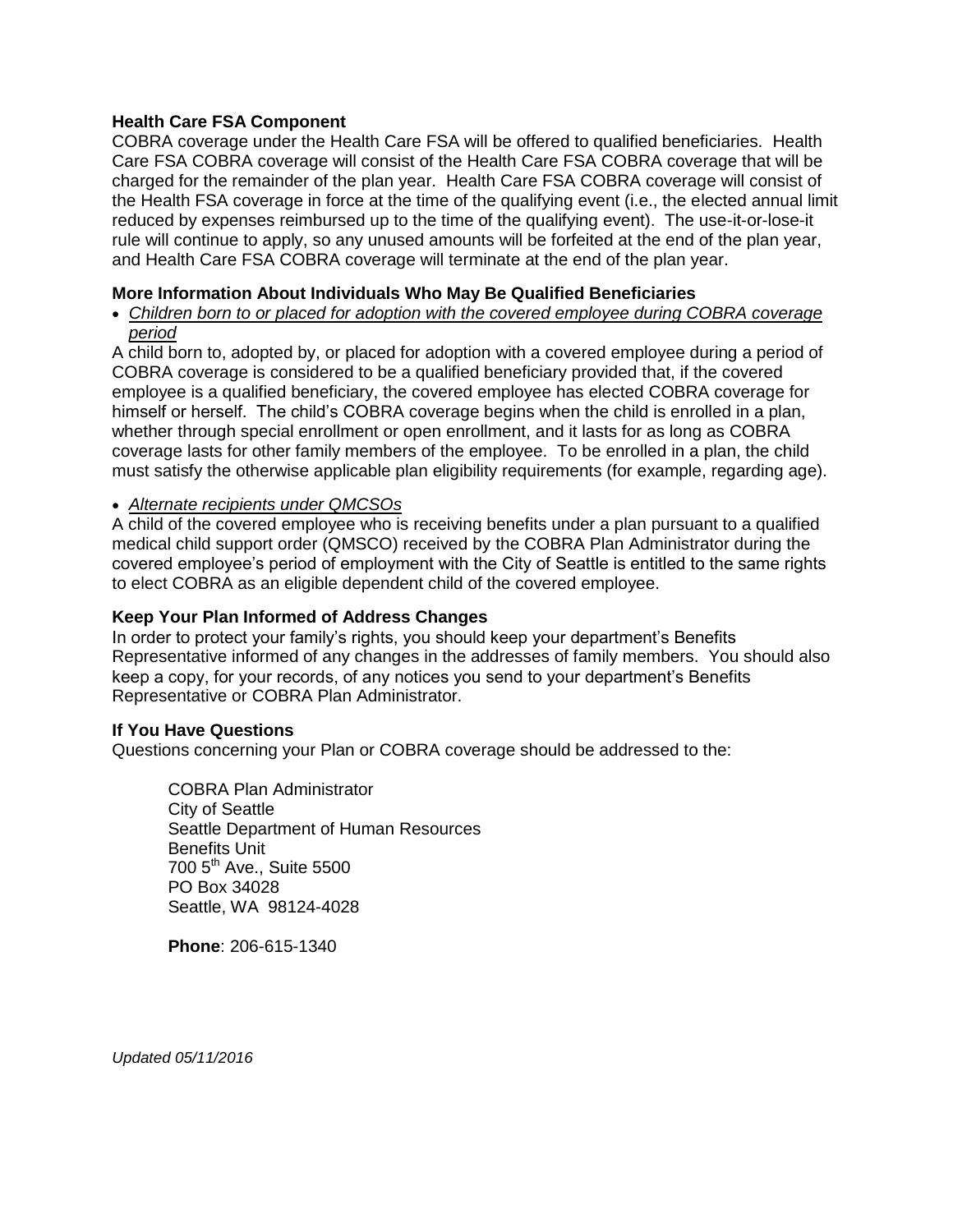### Health Care FSA Component

COBRA coverage under the Health Care FSA will be offered to qualified beneficiaries. Health Care FSA COBRA coverage will consist of the Health Care FSA COBRA coverage that will be charged for the remainder of the plan year. Health Care FSA COBRA coverage will consist of the Health FSA coverage in force at the time of the qualifying event (i.e., the elected annual limit reduced by expenses reimbursed up to the time of the qualifying event). The use-it-or-lose-it rule will continue to apply, so any unused amounts will be forfeited at the end of the plan year, and Health Care FSA COBRA coverage will terminate at the end of the plan year.

### More Information About Individuals Who May Be Qualified Beneficiaries

- *Children born to or placed for adoption with the covered employee during COBRA coverage period*

A child born to, adopted by, or placed for adoption with a covered employee during a period of COBRA coverage is considered to be a qualified beneficiary provided that, if the covered employee is a qualified beneficiary, the covered employee has elected COBRA coverage for himself or herself. The child's COBRA coverage begins when the child is enrolled in a plan, whether through special enrollment or open enrollment, and it lasts for as long as COBRA coverage lasts for other family members of the employee. To be enrolled in a plan, the child must satisfy the otherwise applicable plan eligibility requirements (for example, regarding age).

- *Alternate recipients under QMCSOs*

A child of the covered employee who is receiving benefits under a plan pursuant to a qualified medical child support order (QMSCO) received by the COBRA Plan Administrator during the covered employee's period of employment with the City of Seattle is entitled to the same rights to elect COBRA as an eligible dependent child of the covered employee.

### Keep Your Plan Informed of Address Changes

In order to protect your family's rights, you should keep your department's Benefits Representative informed of any changes in the addresses of family members. You should also keep a copy, for your records, of any notices you send to your department's Benefits Representative or COBRA Plan Administrator.

### If You Have Questions

Questions concerning your Plan or COBRA coverage should be addressed to the:

COBRA Plan Administrator
City of Seattle
Seattle Department of Human Resources
Benefits Unit
700 5th Ave., Suite 5500
PO Box 34028
Seattle, WA 98124-4028

**Phone**: 206-615-1340

*Updated 05/11/2016*